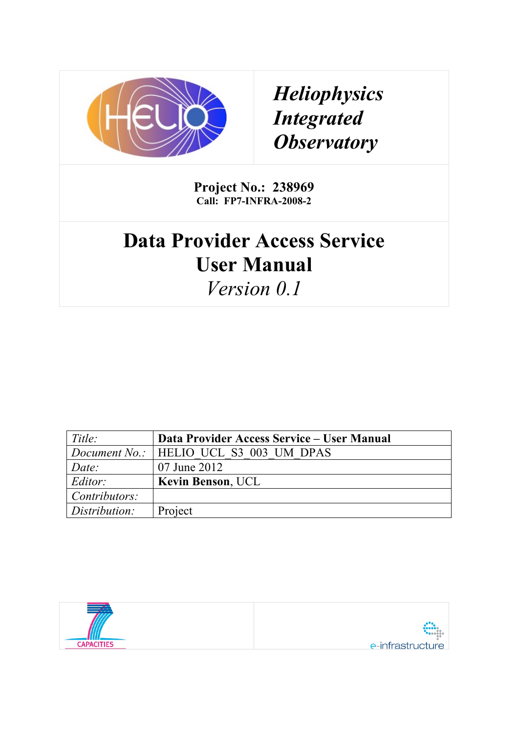# Heliophysics Integrated Observatory

**Project No.: 238969**
**Call: FP7-INFRA-2008-2**

# Data Provider Access Service User Manual

*Version 0.1*

| | |
|---|---|
| *Title:* | **Data Provider Access Service – User Manual** |
| *Document No.:* | HELIO_UCL_S3_003_UM_DPAS |
| *Date:* | 07 June 2012 |
| *Editor:* | **Kevin Benson**, UCL |
| *Contributors:* | |
| *Distribution:* | Project |

CAPACITIES

e-infrastructure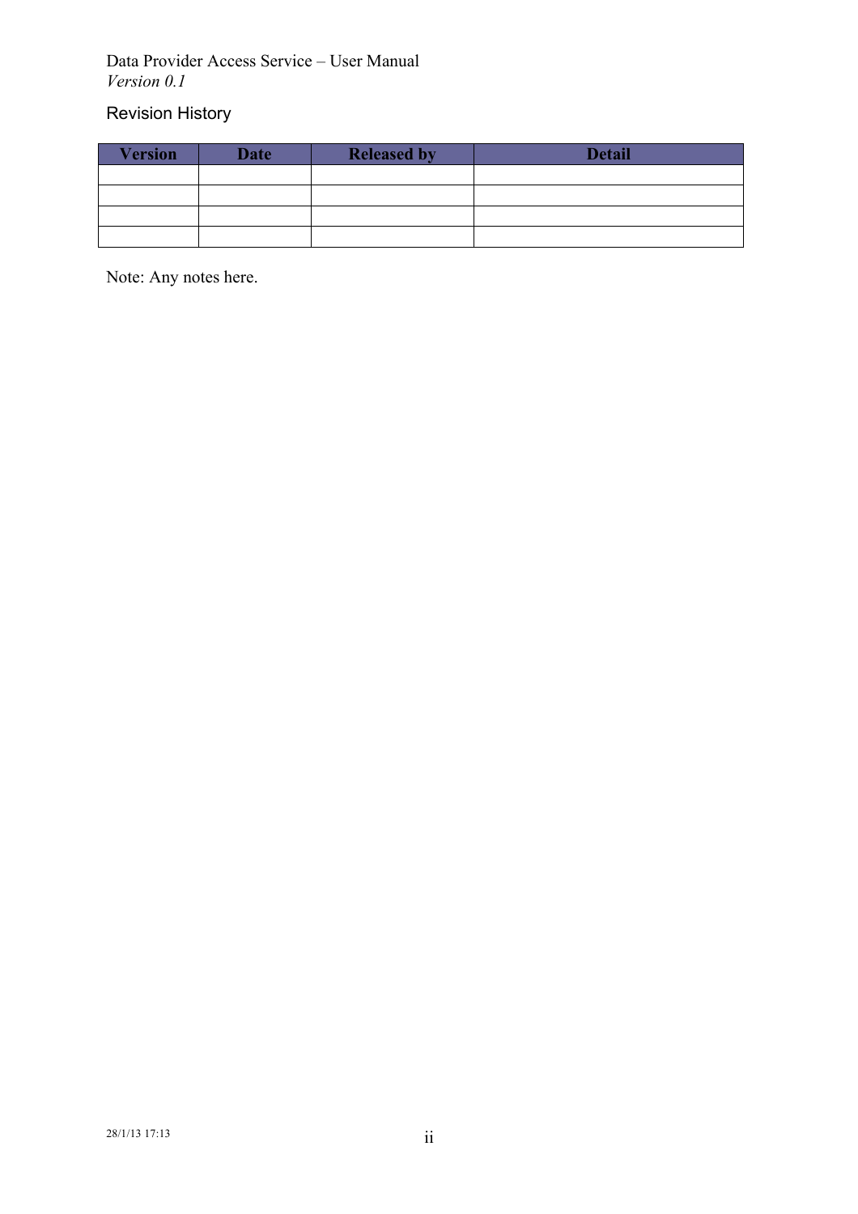## Revision History

| Version | Date | Released by | Detail |
| --- | --- | --- | --- |
| | | | |
| | | | |
| | | | |
| | | | |

Note: Any notes here.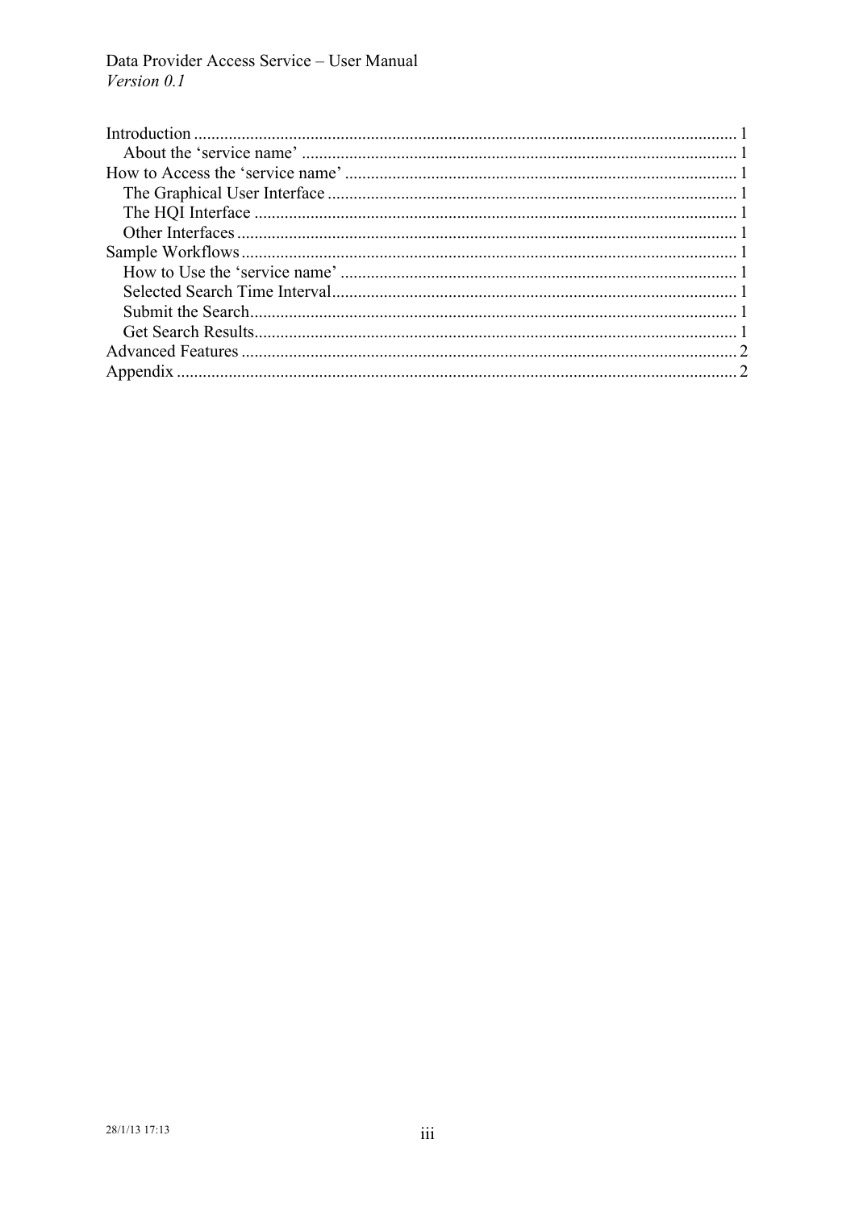Introduction ............................................................................................................................ 1
- About the 'service name' .................................................................................................... 1

How to Access the 'service name' .......................................................................................... 1
- The Graphical User Interface .............................................................................................. 1
- The HQI Interface ............................................................................................................... 1
- Other Interfaces ................................................................................................................... 1

Sample Workflows .................................................................................................................. 1
- How to Use the 'service name' ........................................................................................... 1
- Selected Search Time Interval ............................................................................................ 1
- Submit the Search ................................................................................................................ 1
- Get Search Results ............................................................................................................... 1

Advanced Features .................................................................................................................. 2

Appendix ................................................................................................................................. 2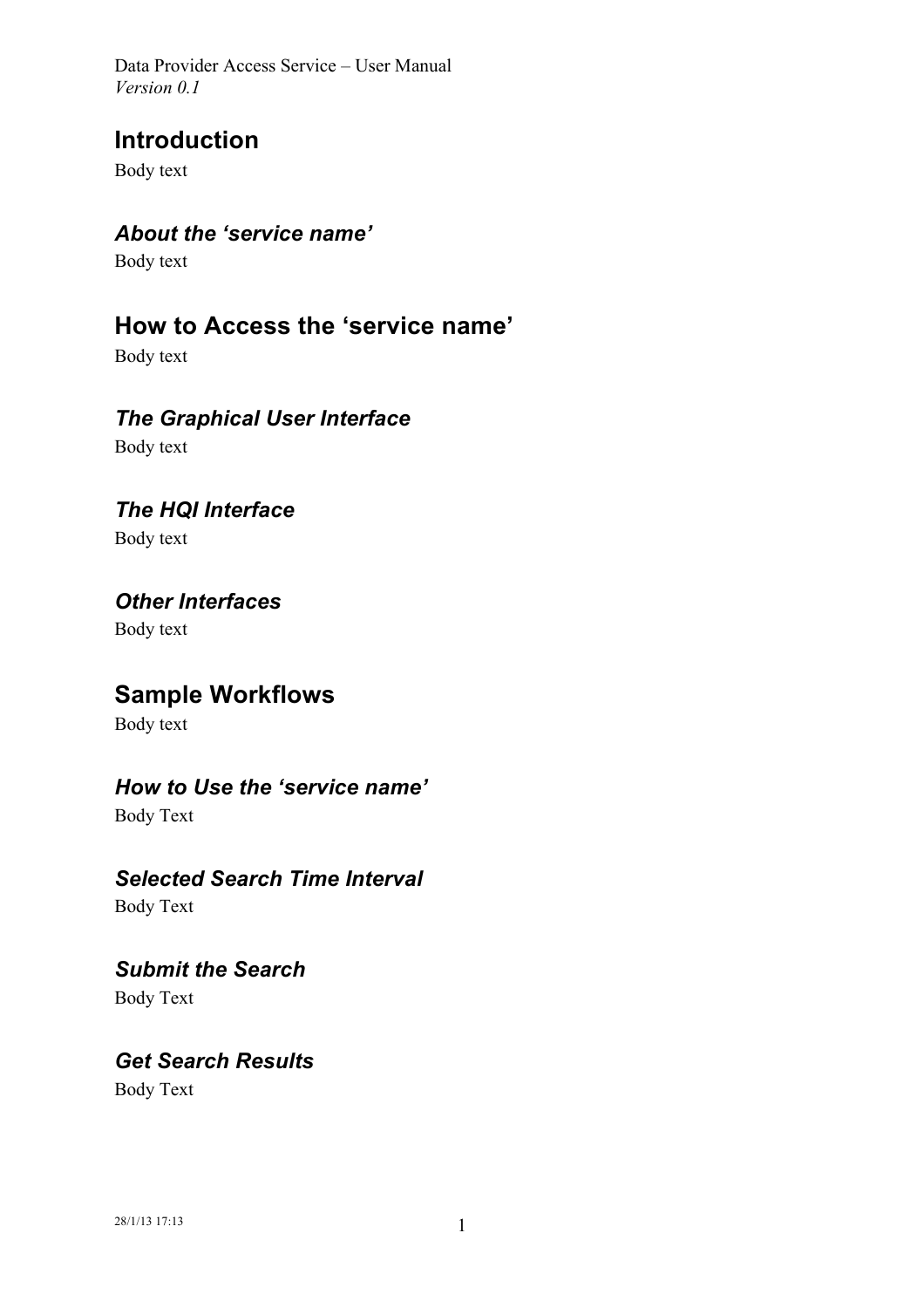## Introduction

Body text

### *About the 'service name'*

Body text

## How to Access the 'service name'

Body text

### *The Graphical User Interface*

Body text

### *The HQI Interface*

Body text

### *Other Interfaces*

Body text

## Sample Workflows

Body text

### *How to Use the 'service name'*

Body Text

### *Selected Search Time Interval*

Body Text

### *Submit the Search*

Body Text

### *Get Search Results*

Body Text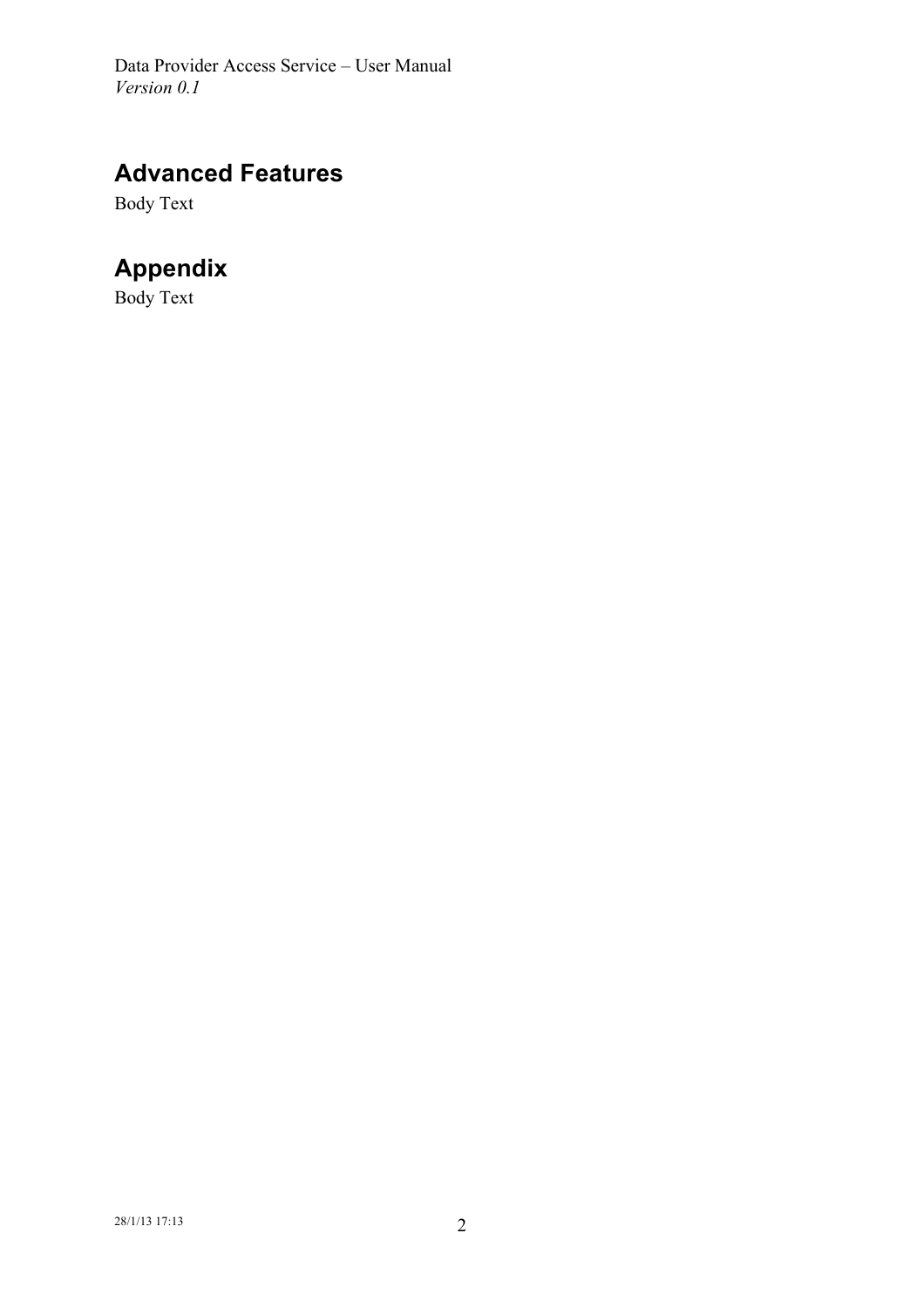## Advanced Features

Body Text

## Appendix

Body Text